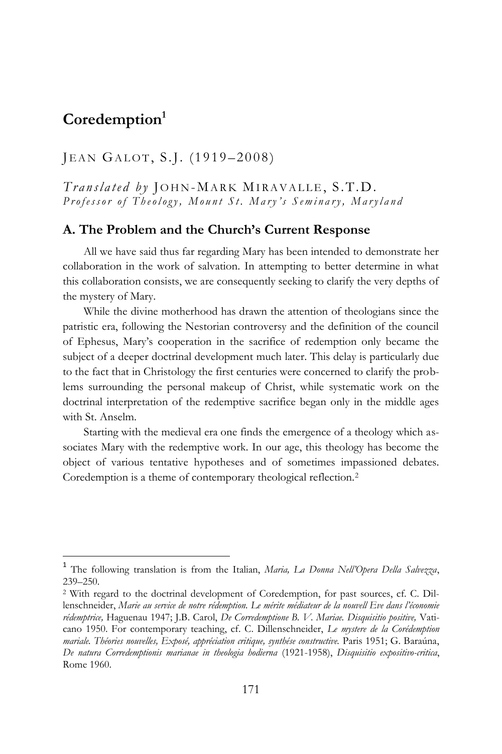# Coredemption[1]

JEAN GALOT, S.J. (1919–2008)

*Translated by* JOHN-MARK MIRAVALLE, S.T.D.
*Professor of Theology, Mount St. Mary's Seminary, Maryland*

## A. The Problem and the Church's Current Response

All we have said thus far regarding Mary has been intended to demonstrate her collaboration in the work of salvation. In attempting to better determine in what this collaboration consists, we are consequently seeking to clarify the very depths of the mystery of Mary.

While the divine motherhood has drawn the attention of theologians since the patristic era, following the Nestorian controversy and the definition of the council of Ephesus, Mary's cooperation in the sacrifice of redemption only became the subject of a deeper doctrinal development much later. This delay is particularly due to the fact that in Christology the first centuries were concerned to clarify the problems surrounding the personal makeup of Christ, while systematic work on the doctrinal interpretation of the redemptive sacrifice began only in the middle ages with St. Anselm.

Starting with the medieval era one finds the emergence of a theology which associates Mary with the redemptive work. In our age, this theology has become the object of various tentative hypotheses and of sometimes impassioned debates. Coredemption is a theme of contemporary theological reflection.[2]

---

[1] The following translation is from the Italian, *Maria, La Donna Nell'Opera Della Salvezza*, 239–250.

[2] With regard to the doctrinal development of Coredemption, for past sources, cf. C. Dillenschneider, *Marie au service de notre rédemption. Le mérite médiateur de la nouvell Eve dans l'économie rédemptrice,* Haguenau 1947; J.B. Carol, *De Corredemptione B. V. Mariae. Disquisitio positive,* Vaticano 1950. For contemporary teaching, cf. C. Dillenschneider, *Le mystere de la Corédemption mariale. Théories nouvelles, Exposé, appréciation critique, synthése constructive.* Paris 1951; G. Baraúna, *De natura Corredemptionis marianae in theologia hodierna* (1921-1958), *Disquisitio expositivo-critica*, Rome 1960.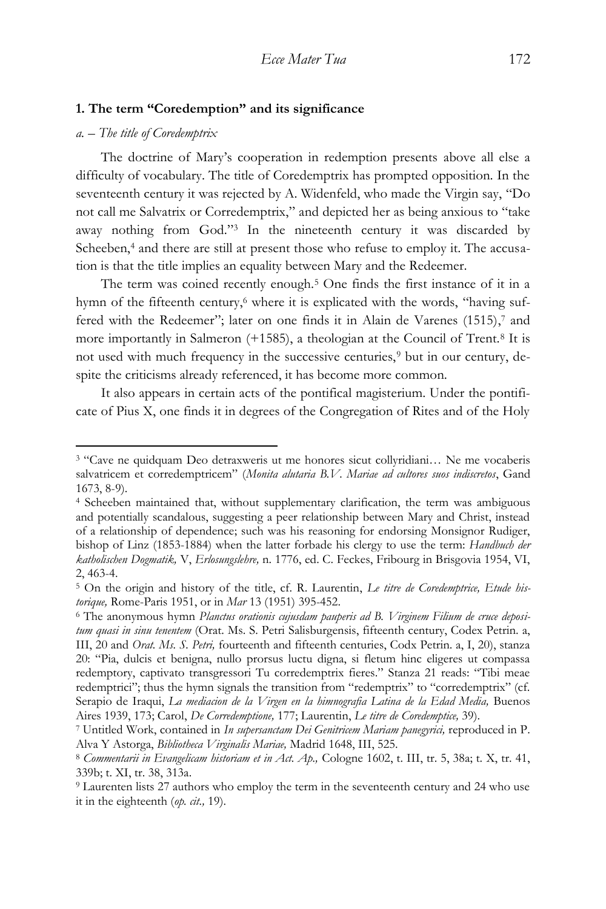## 1. The term "Coredemption" and its significance

*a. – The title of Coredemptrix*

The doctrine of Mary's cooperation in redemption presents above all else a difficulty of vocabulary. The title of Coredemptrix has prompted opposition. In the seventeenth century it was rejected by A. Widenfeld, who made the Virgin say, "Do not call me Salvatrix or Corredemptrix," and depicted her as being anxious to "take away nothing from God."[3] In the nineteenth century it was discarded by Scheeben,[4] and there are still at present those who refuse to employ it. The accusation is that the title implies an equality between Mary and the Redeemer.

The term was coined recently enough.[5] One finds the first instance of it in a hymn of the fifteenth century,[6] where it is explicated with the words, "having suffered with the Redeemer"; later on one finds it in Alain de Varenes (1515),[7] and more importantly in Salmeron (+1585), a theologian at the Council of Trent.[8] It is not used with much frequency in the successive centuries,[9] but in our century, despite the criticisms already referenced, it has become more common.

It also appears in certain acts of the pontifical magisterium. Under the pontificate of Pius X, one finds it in degrees of the Congregation of Rites and of the Holy

---

[3] "Cave ne quidquam Deo detraxweris ut me honores sicut collyridiani… Ne me vocaberis salvatricem et corredemptricem" (*Monita alutaria B.V. Mariae ad cultores suos indiscretos*, Gand 1673, 8-9).

[4] Scheeben maintained that, without supplementary clarification, the term was ambiguous and potentially scandalous, suggesting a peer relationship between Mary and Christ, instead of a relationship of dependence; such was his reasoning for endorsing Monsignor Rudiger, bishop of Linz (1853-1884) when the latter forbade his clergy to use the term: *Handbuch der katholischen Dogmatik,* V, *Erlosungslehre,* n. 1776, ed. C. Feckes, Fribourg in Brisgovia 1954, VI, 2, 463-4.

[5] On the origin and history of the title, cf. R. Laurentin, *Le titre de Coredemptrice, Etude historique,* Rome-Paris 1951, or in *Mar* 13 (1951) 395-452.

[6] The anonymous hymn *Planctus orationis cujusdam pauperis ad B. Virginem Filium de cruce depositum quasi in sinu tenentem* (Orat. Ms. S. Petri Salisburgensis, fifteenth century, Codex Petrin. a, III, 20 and *Orat. Ms. S. Petri,* fourteenth and fifteenth centuries, Codx Petrin. a, I, 20), stanza 20: "Pia, dulcis et benigna, nullo prorsus luctu digna, si fletum hinc eligeres ut compassa redemptory, captivato transgressori Tu corredemptrix fieres." Stanza 21 reads: "Tibi meae redemptrici"; thus the hymn signals the transition from "redemptrix" to "corredemptrix" (cf. Serapio de Iraqui, *La mediacion de la Virgen en la himnografia Latina de la Edad Media,* Buenos Aires 1939, 173; Carol, *De Corredemptione,* 177; Laurentin, *Le titre de Coredemptice,* 39).

[7] Untitled Work, contained in *In supersanctam Dei Genitricem Mariam panegyrici,* reproduced in P. Alva Y Astorga, *Bibliotheca Virginalis Mariae,* Madrid 1648, III, 525.

[8] *Commentarii in Evangelicam historiam et in Act. Ap.,* Cologne 1602, t. III, tr. 5, 38a; t. X, tr. 41, 339b; t. XI, tr. 38, 313a.

[9] Laurenten lists 27 authors who employ the term in the seventeenth century and 24 who use it in the eighteenth (*op. cit.,* 19).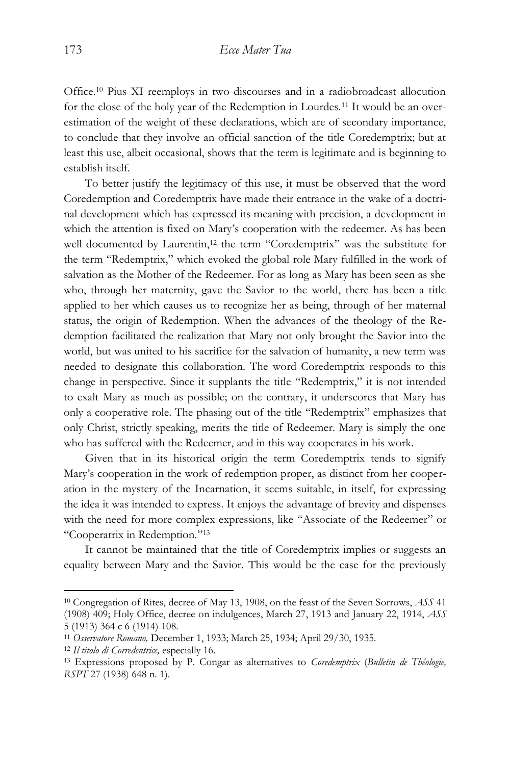Office.[10] Pius XI reemploys in two discourses and in a radiobroadcast allocution for the close of the holy year of the Redemption in Lourdes.[11] It would be an overestimation of the weight of these declarations, which are of secondary importance, to conclude that they involve an official sanction of the title Coredemptrix; but at least this use, albeit occasional, shows that the term is legitimate and is beginning to establish itself.

To better justify the legitimacy of this use, it must be observed that the word Coredemption and Coredemptrix have made their entrance in the wake of a doctrinal development which has expressed its meaning with precision, a development in which the attention is fixed on Mary's cooperation with the redeemer. As has been well documented by Laurentin,[12] the term "Coredemptrix" was the substitute for the term "Redemptrix," which evoked the global role Mary fulfilled in the work of salvation as the Mother of the Redeemer. For as long as Mary has been seen as she who, through her maternity, gave the Savior to the world, there has been a title applied to her which causes us to recognize her as being, through of her maternal status, the origin of Redemption. When the advances of the theology of the Redemption facilitated the realization that Mary not only brought the Savior into the world, but was united to his sacrifice for the salvation of humanity, a new term was needed to designate this collaboration. The word Coredemptrix responds to this change in perspective. Since it supplants the title "Redemptrix," it is not intended to exalt Mary as much as possible; on the contrary, it underscores that Mary has only a cooperative role. The phasing out of the title "Redemptrix" emphasizes that only Christ, strictly speaking, merits the title of Redeemer. Mary is simply the one who has suffered with the Redeemer, and in this way cooperates in his work.

Given that in its historical origin the term Coredemptrix tends to signify Mary's cooperation in the work of redemption proper, as distinct from her cooperation in the mystery of the Incarnation, it seems suitable, in itself, for expressing the idea it was intended to express. It enjoys the advantage of brevity and dispenses with the need for more complex expressions, like "Associate of the Redeemer" or "Cooperatrix in Redemption."[13]

It cannot be maintained that the title of Coredemptrix implies or suggests an equality between Mary and the Savior. This would be the case for the previously

---

[10] Congregation of Rites, decree of May 13, 1908, on the feast of the Seven Sorrows, *ASS* 41 (1908) 409; Holy Office, decree on indulgences, March 27, 1913 and January 22, 1914, *ASS* 5 (1913) 364 e 6 (1914) 108.

[11] *Osservatore Romano,* December 1, 1933; March 25, 1934; April 29/30, 1935.

[12] *Il titolo di Corredentrice,* especially 16.

[13] Expressions proposed by P. Congar as alternatives to *Coredemptrix* (*Bulletin de Théologie, RSPT* 27 (1938) 648 n. 1).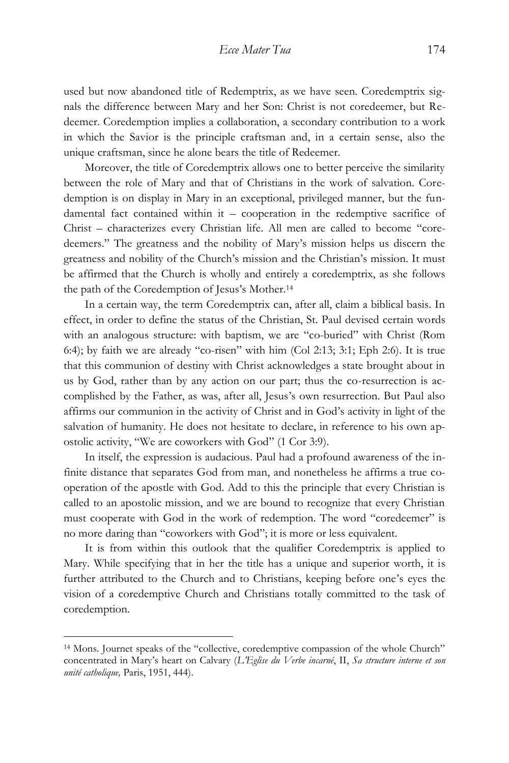used but now abandoned title of Redemptrix, as we have seen. Coredemptrix signals the difference between Mary and her Son: Christ is not coredeemer, but Redeemer. Coredemption implies a collaboration, a secondary contribution to a work in which the Savior is the principle craftsman and, in a certain sense, also the unique craftsman, since he alone bears the title of Redeemer.

Moreover, the title of Coredemptrix allows one to better perceive the similarity between the role of Mary and that of Christians in the work of salvation. Coredemption is on display in Mary in an exceptional, privileged manner, but the fundamental fact contained within it – cooperation in the redemptive sacrifice of Christ – characterizes every Christian life. All men are called to become "coredeemers." The greatness and the nobility of Mary's mission helps us discern the greatness and nobility of the Church's mission and the Christian's mission. It must be affirmed that the Church is wholly and entirely a coredemptrix, as she follows the path of the Coredemption of Jesus's Mother.[14]

In a certain way, the term Coredemptrix can, after all, claim a biblical basis. In effect, in order to define the status of the Christian, St. Paul devised certain words with an analogous structure: with baptism, we are "co-buried" with Christ (Rom 6:4); by faith we are already "co-risen" with him (Col 2:13; 3:1; Eph 2:6). It is true that this communion of destiny with Christ acknowledges a state brought about in us by God, rather than by any action on our part; thus the co-resurrection is accomplished by the Father, as was, after all, Jesus's own resurrection. But Paul also affirms our communion in the activity of Christ and in God's activity in light of the salvation of humanity. He does not hesitate to declare, in reference to his own apostolic activity, "We are coworkers with God" (1 Cor 3:9).

In itself, the expression is audacious. Paul had a profound awareness of the infinite distance that separates God from man, and nonetheless he affirms a true cooperation of the apostle with God. Add to this the principle that every Christian is called to an apostolic mission, and we are bound to recognize that every Christian must cooperate with God in the work of redemption. The word "coredeemer" is no more daring than "coworkers with God"; it is more or less equivalent.

It is from within this outlook that the qualifier Coredemptrix is applied to Mary. While specifying that in her the title has a unique and superior worth, it is further attributed to the Church and to Christians, keeping before one's eyes the vision of a coredemptive Church and Christians totally committed to the task of coredemption.

---

[14] Mons. Journet speaks of the "collective, coredemptive compassion of the whole Church" concentrated in Mary's heart on Calvary (*L'Eglise du Verbe incarné*, II, *Sa structure interne et son unité catholique,* Paris, 1951, 444).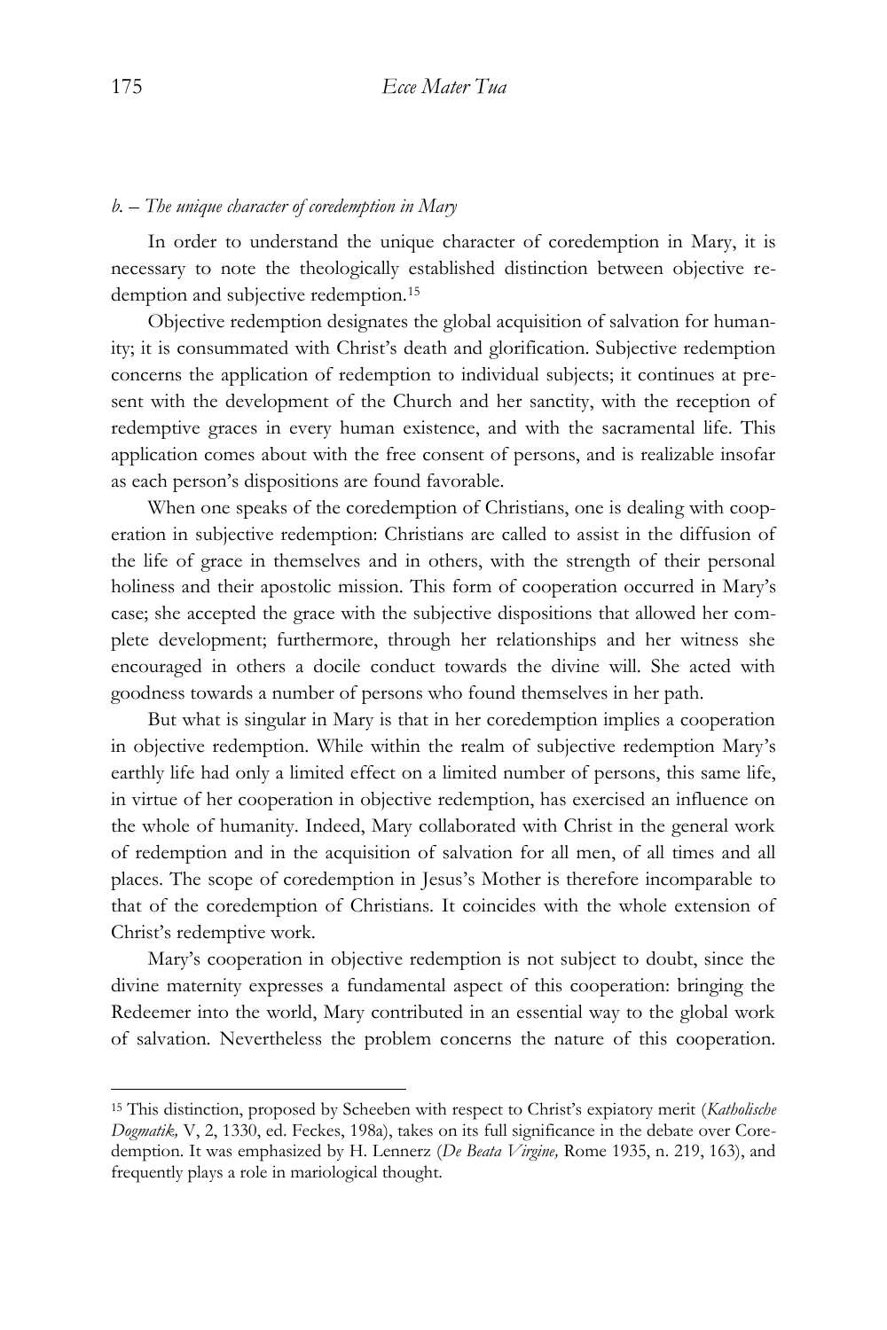### *b. – The unique character of coredemption in Mary*

In order to understand the unique character of coredemption in Mary, it is necessary to note the theologically established distinction between objective redemption and subjective redemption.[15]

Objective redemption designates the global acquisition of salvation for humanity; it is consummated with Christ's death and glorification. Subjective redemption concerns the application of redemption to individual subjects; it continues at present with the development of the Church and her sanctity, with the reception of redemptive graces in every human existence, and with the sacramental life. This application comes about with the free consent of persons, and is realizable insofar as each person's dispositions are found favorable.

When one speaks of the coredemption of Christians, one is dealing with cooperation in subjective redemption: Christians are called to assist in the diffusion of the life of grace in themselves and in others, with the strength of their personal holiness and their apostolic mission. This form of cooperation occurred in Mary's case; she accepted the grace with the subjective dispositions that allowed her complete development; furthermore, through her relationships and her witness she encouraged in others a docile conduct towards the divine will. She acted with goodness towards a number of persons who found themselves in her path.

But what is singular in Mary is that in her coredemption implies a cooperation in objective redemption. While within the realm of subjective redemption Mary's earthly life had only a limited effect on a limited number of persons, this same life, in virtue of her cooperation in objective redemption, has exercised an influence on the whole of humanity. Indeed, Mary collaborated with Christ in the general work of redemption and in the acquisition of salvation for all men, of all times and all places. The scope of coredemption in Jesus's Mother is therefore incomparable to that of the coredemption of Christians. It coincides with the whole extension of Christ's redemptive work.

Mary's cooperation in objective redemption is not subject to doubt, since the divine maternity expresses a fundamental aspect of this cooperation: bringing the Redeemer into the world, Mary contributed in an essential way to the global work of salvation. Nevertheless the problem concerns the nature of this cooperation.

---

[15] This distinction, proposed by Scheeben with respect to Christ's expiatory merit (*Katholische Dogmatik,* V, 2, 1330, ed. Feckes, 198a), takes on its full significance in the debate over Coredemption. It was emphasized by H. Lennerz (*De Beata Virgine,* Rome 1935, n. 219, 163), and frequently plays a role in mariological thought.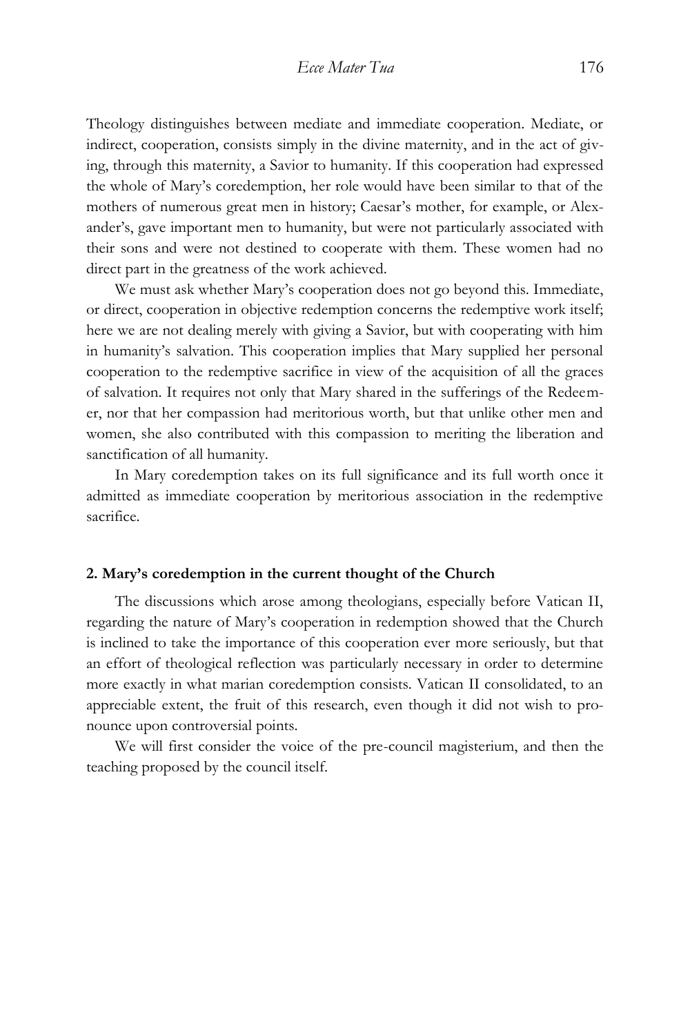Theology distinguishes between mediate and immediate cooperation. Mediate, or indirect, cooperation, consists simply in the divine maternity, and in the act of giving, through this maternity, a Savior to humanity. If this cooperation had expressed the whole of Mary's coredemption, her role would have been similar to that of the mothers of numerous great men in history; Caesar's mother, for example, or Alexander's, gave important men to humanity, but were not particularly associated with their sons and were not destined to cooperate with them. These women had no direct part in the greatness of the work achieved.

We must ask whether Mary's cooperation does not go beyond this. Immediate, or direct, cooperation in objective redemption concerns the redemptive work itself; here we are not dealing merely with giving a Savior, but with cooperating with him in humanity's salvation. This cooperation implies that Mary supplied her personal cooperation to the redemptive sacrifice in view of the acquisition of all the graces of salvation. It requires not only that Mary shared in the sufferings of the Redeemer, nor that her compassion had meritorious worth, but that unlike other men and women, she also contributed with this compassion to meriting the liberation and sanctification of all humanity.

In Mary coredemption takes on its full significance and its full worth once it admitted as immediate cooperation by meritorious association in the redemptive sacrifice.

### 2. Mary's coredemption in the current thought of the Church

The discussions which arose among theologians, especially before Vatican II, regarding the nature of Mary's cooperation in redemption showed that the Church is inclined to take the importance of this cooperation ever more seriously, but that an effort of theological reflection was particularly necessary in order to determine more exactly in what marian coredemption consists. Vatican II consolidated, to an appreciable extent, the fruit of this research, even though it did not wish to pronounce upon controversial points.

We will first consider the voice of the pre-council magisterium, and then the teaching proposed by the council itself.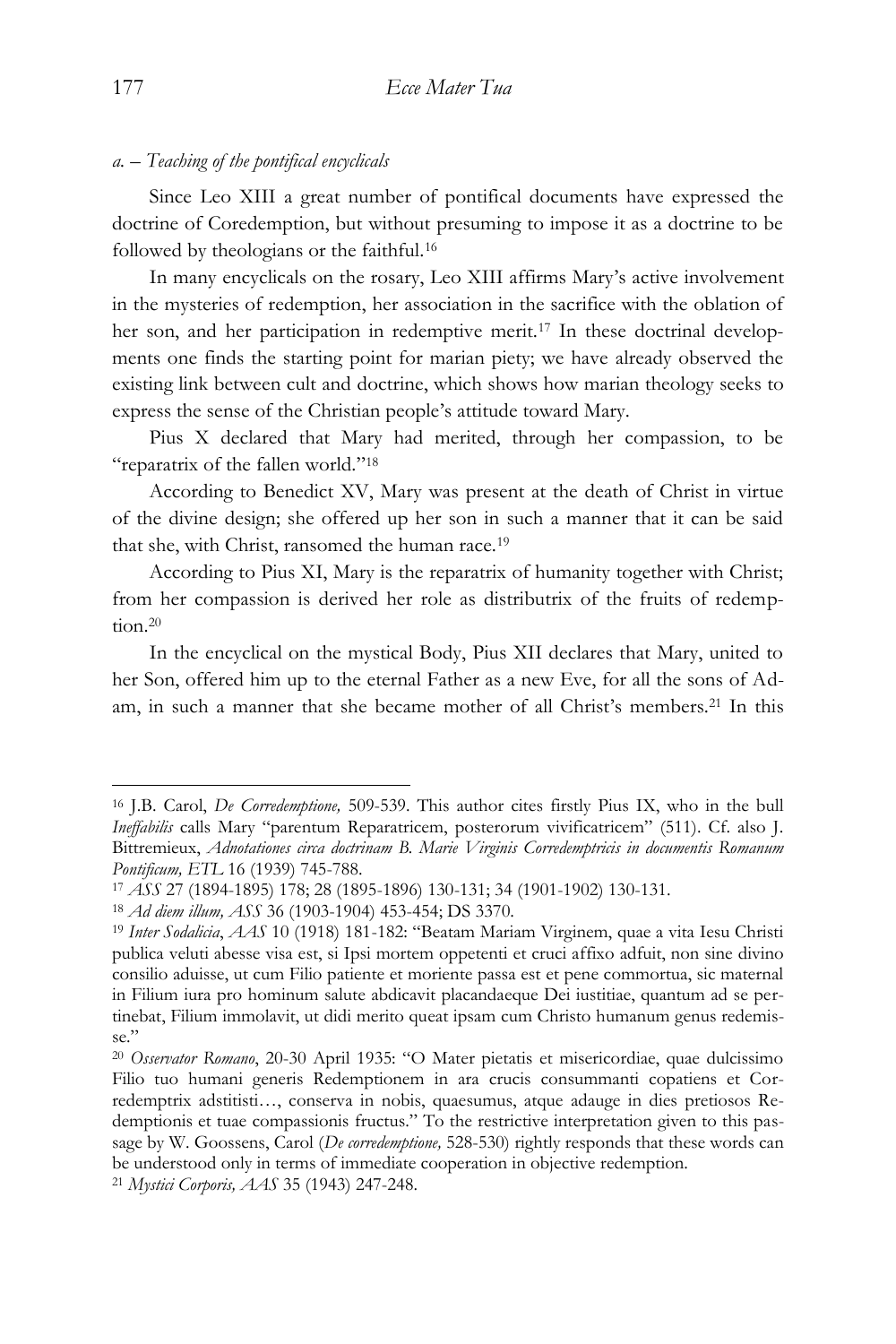*a. – Teaching of the pontifical encyclicals*

Since Leo XIII a great number of pontifical documents have expressed the doctrine of Coredemption, but without presuming to impose it as a doctrine to be followed by theologians or the faithful.[16]

In many encyclicals on the rosary, Leo XIII affirms Mary's active involvement in the mysteries of redemption, her association in the sacrifice with the oblation of her son, and her participation in redemptive merit.[17] In these doctrinal developments one finds the starting point for marian piety; we have already observed the existing link between cult and doctrine, which shows how marian theology seeks to express the sense of the Christian people's attitude toward Mary.

Pius X declared that Mary had merited, through her compassion, to be "reparatrix of the fallen world."[18]

According to Benedict XV, Mary was present at the death of Christ in virtue of the divine design; she offered up her son in such a manner that it can be said that she, with Christ, ransomed the human race.[19]

According to Pius XI, Mary is the reparatrix of humanity together with Christ; from her compassion is derived her role as distributrix of the fruits of redemption.[20]

In the encyclical on the mystical Body, Pius XII declares that Mary, united to her Son, offered him up to the eternal Father as a new Eve, for all the sons of Adam, in such a manner that she became mother of all Christ's members.[21] In this

---

[16] J.B. Carol, *De Corredemptione,* 509-539. This author cites firstly Pius IX, who in the bull *Ineffabilis* calls Mary "parentum Reparatricem, posterorum vivificatricem" (511). Cf. also J. Bittremieux, *Adnotationes circa doctrinam B. Marie Virginis Corredemptricis in documentis Romanum Pontificum, ETL* 16 (1939) 745-788.

[17] *ASS* 27 (1894-1895) 178; 28 (1895-1896) 130-131; 34 (1901-1902) 130-131.

[18] *Ad diem illum, ASS* 36 (1903-1904) 453-454; DS 3370.

[19] *Inter Sodalicia*, *AAS* 10 (1918) 181-182: "Beatam Mariam Virginem, quae a vita Iesu Christi publica veluti abesse visa est, si Ipsi mortem oppetenti et cruci affixo adfuit, non sine divino consilio aduisse, ut cum Filio patiente et moriente passa est et pene commortua, sic maternal in Filium iura pro hominum salute abdicavit placandaeque Dei iustitiae, quantum ad se pertinebat, Filium immolavit, ut didi merito queat ipsam cum Christo humanum genus redemisse."

[20] *Osservator Romano*, 20-30 April 1935: "O Mater pietatis et misericordiae, quae dulcissimo Filio tuo humani generis Redemptionem in ara crucis consummanti copatiens et Corredemptrix adstitisti…, conserva in nobis, quaesumus, atque adauge in dies pretiosos Redemptionis et tuae compassionis fructus." To the restrictive interpretation given to this passage by W. Goossens, Carol (*De corredemptione,* 528-530) rightly responds that these words can be understood only in terms of immediate cooperation in objective redemption.

[21] *Mystici Corporis, AAS* 35 (1943) 247-248.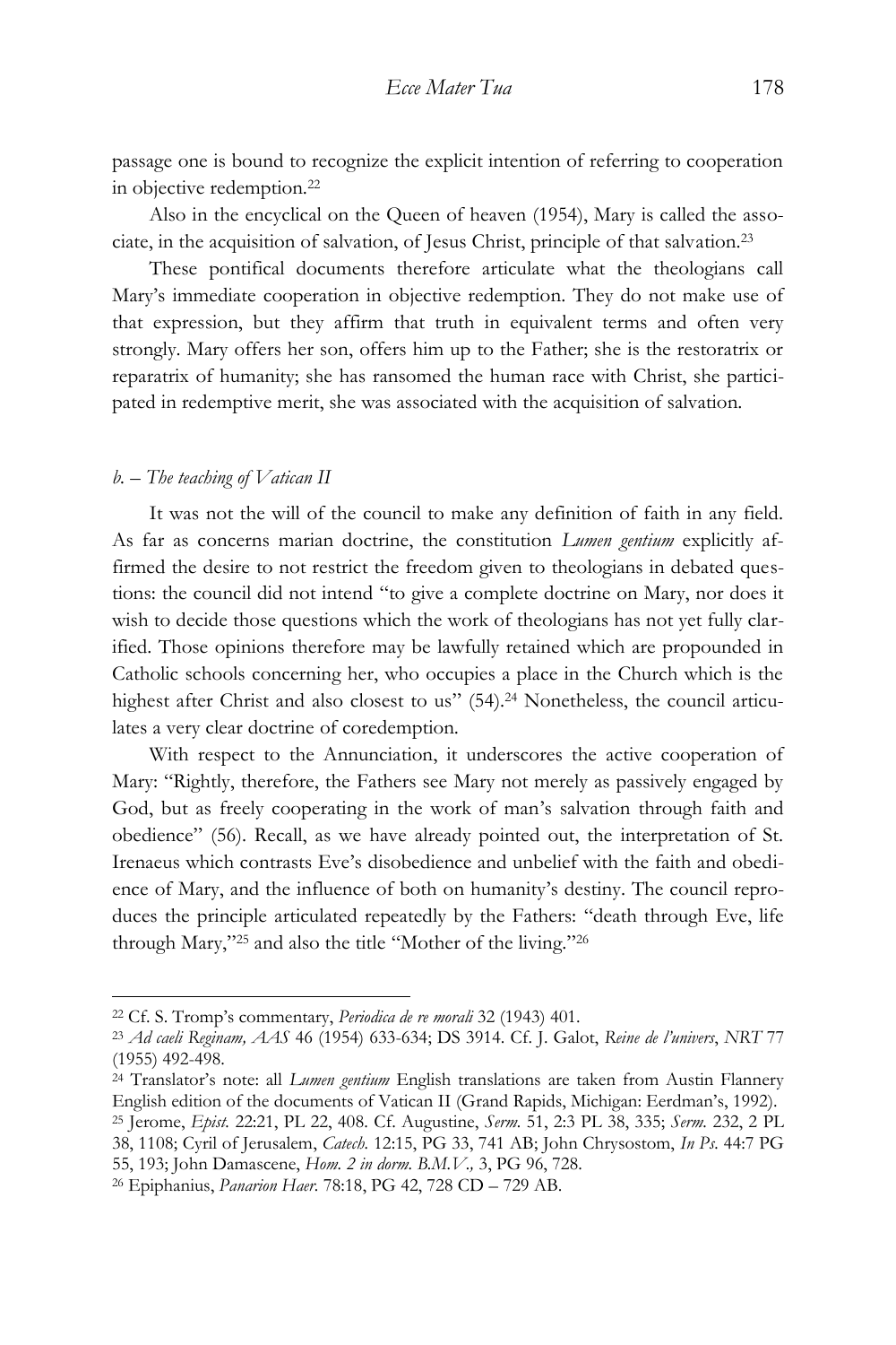passage one is bound to recognize the explicit intention of referring to cooperation in objective redemption.[22]

Also in the encyclical on the Queen of heaven (1954), Mary is called the associate, in the acquisition of salvation, of Jesus Christ, principle of that salvation.[23]

These pontifical documents therefore articulate what the theologians call Mary's immediate cooperation in objective redemption. They do not make use of that expression, but they affirm that truth in equivalent terms and often very strongly. Mary offers her son, offers him up to the Father; she is the restoratrix or reparatrix of humanity; she has ransomed the human race with Christ, she participated in redemptive merit, she was associated with the acquisition of salvation.

### *b. – The teaching of Vatican II*

It was not the will of the council to make any definition of faith in any field. As far as concerns marian doctrine, the constitution *Lumen gentium* explicitly affirmed the desire to not restrict the freedom given to theologians in debated questions: the council did not intend "to give a complete doctrine on Mary, nor does it wish to decide those questions which the work of theologians has not yet fully clarified. Those opinions therefore may be lawfully retained which are propounded in Catholic schools concerning her, who occupies a place in the Church which is the highest after Christ and also closest to us" (54).[24] Nonetheless, the council articulates a very clear doctrine of coredemption.

With respect to the Annunciation, it underscores the active cooperation of Mary: "Rightly, therefore, the Fathers see Mary not merely as passively engaged by God, but as freely cooperating in the work of man's salvation through faith and obedience" (56). Recall, as we have already pointed out, the interpretation of St. Irenaeus which contrasts Eve's disobedience and unbelief with the faith and obedience of Mary, and the influence of both on humanity's destiny. The council reproduces the principle articulated repeatedly by the Fathers: "death through Eve, life through Mary,"[25] and also the title "Mother of the living."[26]

---

[22] Cf. S. Tromp's commentary, *Periodica de re morali* 32 (1943) 401.

[23] *Ad caeli Reginam, AAS* 46 (1954) 633-634; DS 3914. Cf. J. Galot, *Reine de l'univers*, *NRT* 77 (1955) 492-498.

[24] Translator's note: all *Lumen gentium* English translations are taken from Austin Flannery English edition of the documents of Vatican II (Grand Rapids, Michigan: Eerdman's, 1992).

[25] Jerome, *Epist.* 22:21, PL 22, 408. Cf. Augustine, *Serm.* 51, 2:3 PL 38, 335; *Serm.* 232, 2 PL 38, 1108; Cyril of Jerusalem, *Catech.* 12:15, PG 33, 741 AB; John Chrysostom, *In Ps.* 44:7 PG 55, 193; John Damascene, *Hom. 2 in dorm. B.M.V.,* 3, PG 96, 728.

[26] Epiphanius, *Panarion Haer.* 78:18, PG 42, 728 CD – 729 AB.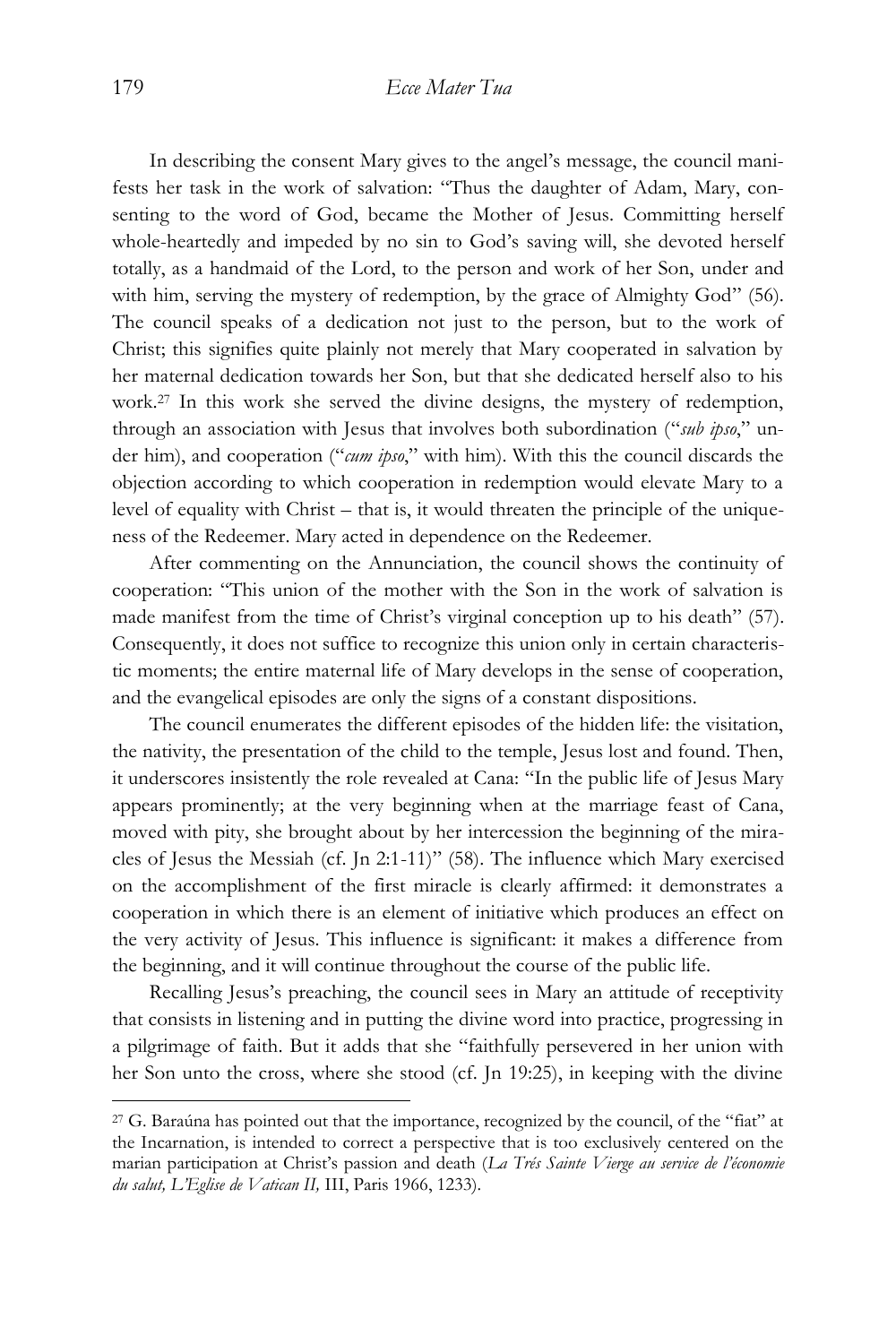In describing the consent Mary gives to the angel's message, the council manifests her task in the work of salvation: "Thus the daughter of Adam, Mary, consenting to the word of God, became the Mother of Jesus. Committing herself whole-heartedly and impeded by no sin to God's saving will, she devoted herself totally, as a handmaid of the Lord, to the person and work of her Son, under and with him, serving the mystery of redemption, by the grace of Almighty God" (56). The council speaks of a dedication not just to the person, but to the work of Christ; this signifies quite plainly not merely that Mary cooperated in salvation by her maternal dedication towards her Son, but that she dedicated herself also to his work.[27] In this work she served the divine designs, the mystery of redemption, through an association with Jesus that involves both subordination ("*sub ipso*," under him), and cooperation ("*cum ipso*," with him). With this the council discards the objection according to which cooperation in redemption would elevate Mary to a level of equality with Christ – that is, it would threaten the principle of the uniqueness of the Redeemer. Mary acted in dependence on the Redeemer.

After commenting on the Annunciation, the council shows the continuity of cooperation: "This union of the mother with the Son in the work of salvation is made manifest from the time of Christ's virginal conception up to his death" (57). Consequently, it does not suffice to recognize this union only in certain characteristic moments; the entire maternal life of Mary develops in the sense of cooperation, and the evangelical episodes are only the signs of a constant dispositions.

The council enumerates the different episodes of the hidden life: the visitation, the nativity, the presentation of the child to the temple, Jesus lost and found. Then, it underscores insistently the role revealed at Cana: "In the public life of Jesus Mary appears prominently; at the very beginning when at the marriage feast of Cana, moved with pity, she brought about by her intercession the beginning of the miracles of Jesus the Messiah (cf. Jn 2:1-11)" (58). The influence which Mary exercised on the accomplishment of the first miracle is clearly affirmed: it demonstrates a cooperation in which there is an element of initiative which produces an effect on the very activity of Jesus. This influence is significant: it makes a difference from the beginning, and it will continue throughout the course of the public life.

Recalling Jesus's preaching, the council sees in Mary an attitude of receptivity that consists in listening and in putting the divine word into practice, progressing in a pilgrimage of faith. But it adds that she "faithfully persevered in her union with her Son unto the cross, where she stood (cf. Jn 19:25), in keeping with the divine

---

[27] G. Baraúna has pointed out that the importance, recognized by the council, of the "fiat" at the Incarnation, is intended to correct a perspective that is too exclusively centered on the marian participation at Christ's passion and death (*La Trés Sainte Vierge au service de l'économie du salut, L'Eglise de Vatican II,* III, Paris 1966, 1233).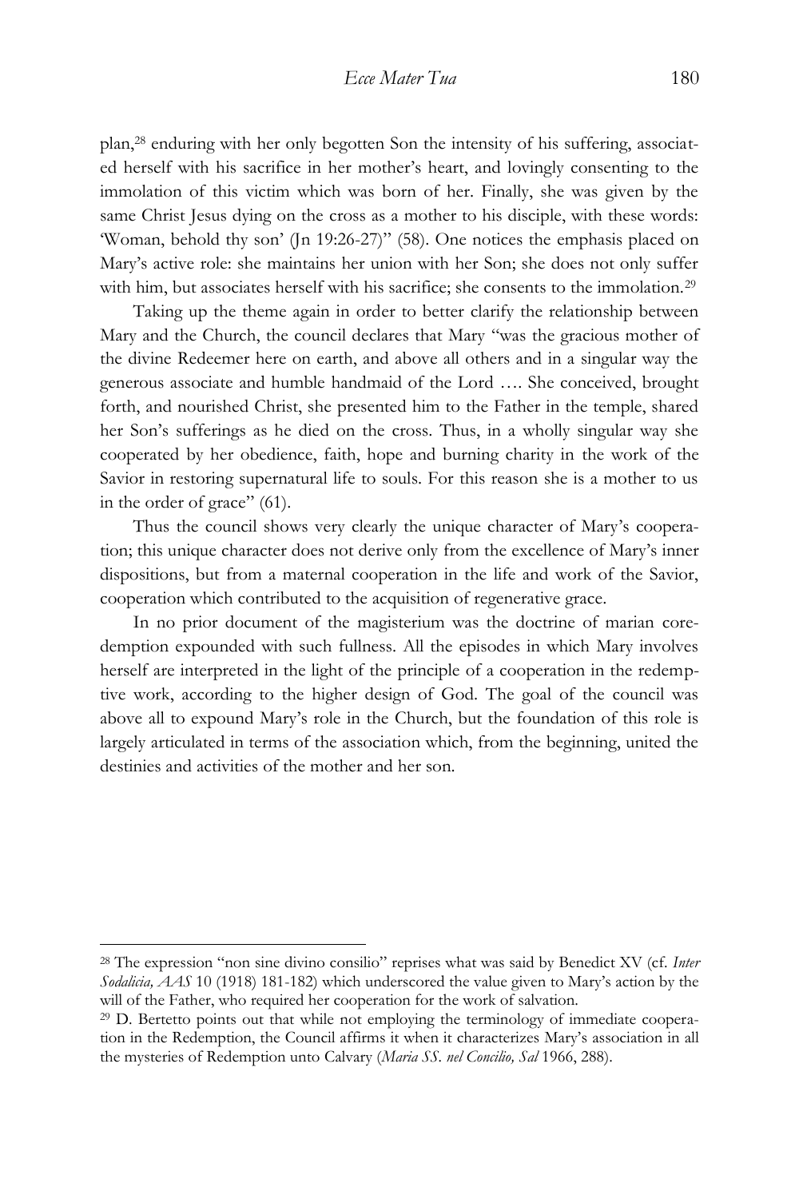plan,[28] enduring with her only begotten Son the intensity of his suffering, associated herself with his sacrifice in her mother's heart, and lovingly consenting to the immolation of this victim which was born of her. Finally, she was given by the same Christ Jesus dying on the cross as a mother to his disciple, with these words: 'Woman, behold thy son' (Jn 19:26-27)" (58). One notices the emphasis placed on Mary's active role: she maintains her union with her Son; she does not only suffer with him, but associates herself with his sacrifice; she consents to the immolation.[29]

Taking up the theme again in order to better clarify the relationship between Mary and the Church, the council declares that Mary "was the gracious mother of the divine Redeemer here on earth, and above all others and in a singular way the generous associate and humble handmaid of the Lord …. She conceived, brought forth, and nourished Christ, she presented him to the Father in the temple, shared her Son's sufferings as he died on the cross. Thus, in a wholly singular way she cooperated by her obedience, faith, hope and burning charity in the work of the Savior in restoring supernatural life to souls. For this reason she is a mother to us in the order of grace" (61).

Thus the council shows very clearly the unique character of Mary's cooperation; this unique character does not derive only from the excellence of Mary's inner dispositions, but from a maternal cooperation in the life and work of the Savior, cooperation which contributed to the acquisition of regenerative grace.

In no prior document of the magisterium was the doctrine of marian coredemption expounded with such fullness. All the episodes in which Mary involves herself are interpreted in the light of the principle of a cooperation in the redemptive work, according to the higher design of God. The goal of the council was above all to expound Mary's role in the Church, but the foundation of this role is largely articulated in terms of the association which, from the beginning, united the destinies and activities of the mother and her son.

---

[28] The expression "non sine divino consilio" reprises what was said by Benedict XV (cf. *Inter Sodalicia, AAS* 10 (1918) 181-182) which underscored the value given to Mary's action by the will of the Father, who required her cooperation for the work of salvation.

[29] D. Bertetto points out that while not employing the terminology of immediate cooperation in the Redemption, the Council affirms it when it characterizes Mary's association in all the mysteries of Redemption unto Calvary (*Maria SS. nel Concilio, Sal* 1966, 288).